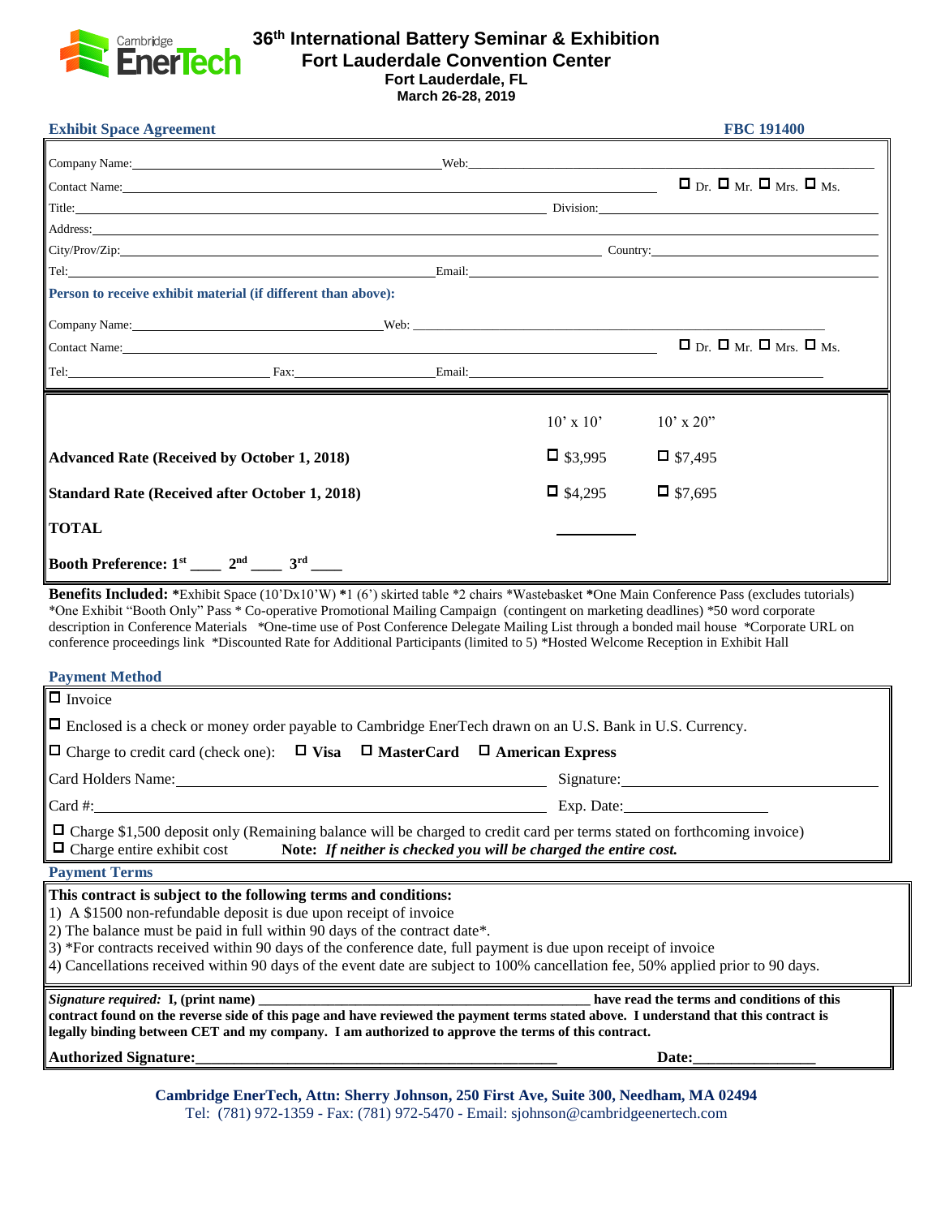Cambridge EnerTech

# 36th International Battery Seminar & Exhibition

## Fort Lauderdale Convention Center

**Fort Lauderdale, FL**
**March 26-28, 2019**

**Exhibit Space Agreement** **FBC 191400**

Company Name:\_\_\_\_\_\_\_\_\_\_\_\_\_\_\_\_\_\_\_\_ Web:\_\_\_\_\_\_\_\_\_\_\_\_\_\_\_\_\_\_\_\_

Contact Name:\_\_\_\_\_\_\_\_\_\_\_\_\_\_\_\_\_\_\_\_ ☐ Dr. ☐ Mr. ☐ Mrs. ☐ Ms.

Title:\_\_\_\_\_\_\_\_\_\_\_\_\_\_\_\_\_\_\_\_ Division:\_\_\_\_\_\_\_\_\_\_\_\_\_\_\_\_\_\_\_\_

Address:\_\_\_\_\_\_\_\_\_\_\_\_\_\_\_\_\_\_\_\_

City/Prov/Zip:\_\_\_\_\_\_\_\_\_\_\_\_\_\_\_\_\_\_\_\_ Country:\_\_\_\_\_\_\_\_\_\_\_\_\_\_\_\_\_\_\_\_

Tel:\_\_\_\_\_\_\_\_\_\_\_\_\_\_\_\_\_\_\_\_ Email:\_\_\_\_\_\_\_\_\_\_\_\_\_\_\_\_\_\_\_\_

**Person to receive exhibit material (if different than above):**

Company Name:\_\_\_\_\_\_\_\_\_\_\_\_\_\_\_\_\_\_\_\_ Web:\_\_\_\_\_\_\_\_\_\_\_\_\_\_\_\_\_\_\_\_

Contact Name:\_\_\_\_\_\_\_\_\_\_\_\_\_\_\_\_\_\_\_\_ ☐ Dr. ☐ Mr. ☐ Mrs. ☐ Ms.

Tel:\_\_\_\_\_\_\_\_\_\_\_\_\_\_\_\_ Fax:\_\_\_\_\_\_\_\_\_\_\_\_\_\_\_\_ Email:\_\_\_\_\_\_\_\_\_\_\_\_\_\_\_\_\_\_\_\_

| | 10' x 10' | 10' x 20" |
|---|---|---|
| **Advanced Rate (Received by October 1, 2018)** | ☐ $3,995 | ☐ $7,495 |
| **Standard Rate (Received after October 1, 2018)** | ☐ $4,295 | ☐ $7,695 |
| **TOTAL** | \_\_\_\_\_\_\_\_ | |
| **Booth Preference: 1st \_\_\_\_ 2nd \_\_\_\_ 3rd \_\_\_\_** | | |

**Benefits Included:** *Exhibit Space (10'Dx10'W) *1 (6') skirted table *2 chairs *Wastebasket *One Main Conference Pass (excludes tutorials) *One Exhibit "Booth Only" Pass * Co-operative Promotional Mailing Campaign (contingent on marketing deadlines) *50 word corporate description in Conference Materials *One-time use of Post Conference Delegate Mailing List through a bonded mail house *Corporate URL on conference proceedings link *Discounted Rate for Additional Participants (limited to 5) *Hosted Welcome Reception in Exhibit Hall

**Payment Method**

☐ Invoice

☐ Enclosed is a check or money order payable to Cambridge EnerTech drawn on an U.S. Bank in U.S. Currency.

☐ Charge to credit card (check one): ☐ **Visa** ☐ **MasterCard** ☐ **American Express**

Card Holders Name:\_\_\_\_\_\_\_\_\_\_\_\_\_\_\_\_\_\_\_\_ Signature:\_\_\_\_\_\_\_\_\_\_\_\_\_\_\_\_\_\_\_\_

Card #:\_\_\_\_\_\_\_\_\_\_\_\_\_\_\_\_\_\_\_\_ Exp. Date:\_\_\_\_\_\_\_\_\_\_\_\_\_\_\_\_\_\_\_\_

☐ Charge $1,500 deposit only (Remaining balance will be charged to credit card per terms stated on forthcoming invoice)
☐ Charge entire exhibit cost **Note:** ***If neither is checked you will be charged the entire cost.***

**Payment Terms**

**This contract is subject to the following terms and conditions:**

1) A $1500 non-refundable deposit is due upon receipt of invoice
2) The balance must be paid in full within 90 days of the contract date*.
3) *For contracts received within 90 days of the conference date, full payment is due upon receipt of invoice
4) Cancellations received within 90 days of the event date are subject to 100% cancellation fee, 50% applied prior to 90 days.

***Signature required:*** **I, (print name) \_\_\_\_\_\_\_\_\_\_\_\_\_\_\_\_\_\_\_\_ have read the terms and conditions of this contract found on the reverse side of this page and have reviewed the payment terms stated above. I understand that this contract is legally binding between CET and my company. I am authorized to approve the terms of this contract.**

**Authorized Signature:\_\_\_\_\_\_\_\_\_\_\_\_\_\_\_\_\_\_\_\_ Date:\_\_\_\_\_\_\_\_\_\_\_\_\_\_\_\_**

**Cambridge EnerTech, Attn: Sherry Johnson, 250 First Ave, Suite 300, Needham, MA 02494**
Tel: (781) 972-1359 - Fax: (781) 972-5470 - Email: sjohnson@cambridgeenertech.com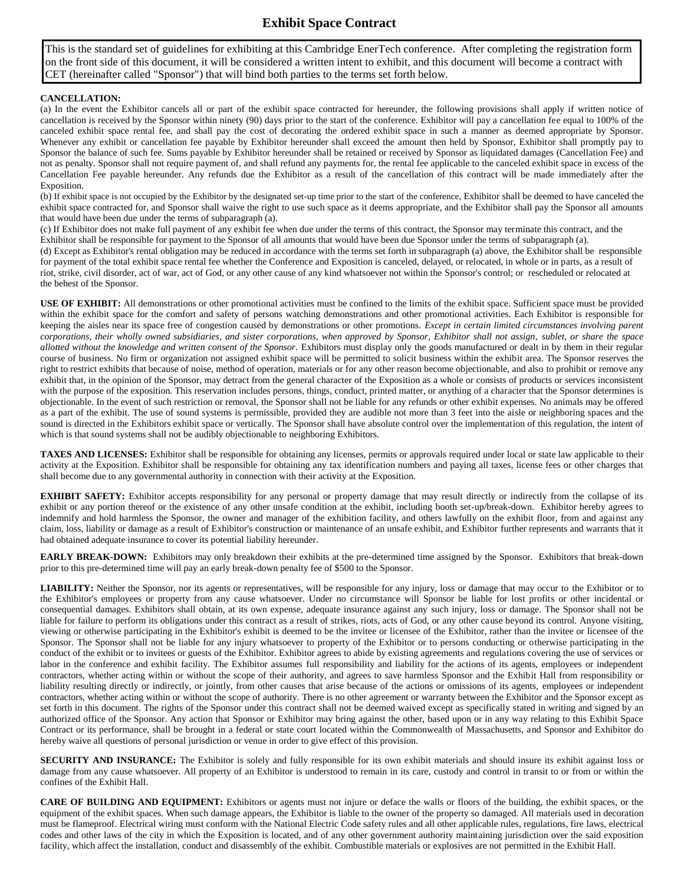# Exhibit Space Contract

This is the standard set of guidelines for exhibiting at this Cambridge EnerTech conference. After completing the registration form on the front side of this document, it will be considered a written intent to exhibit, and this document will become a contract with CET (hereinafter called "Sponsor") that will bind both parties to the terms set forth below.

**CANCELLATION:**

(a) In the event the Exhibitor cancels all or part of the exhibit space contracted for hereunder, the following provisions shall apply if written notice of cancellation is received by the Sponsor within ninety (90) days prior to the start of the conference. Exhibitor will pay a cancellation fee equal to 100% of the canceled exhibit space rental fee, and shall pay the cost of decorating the ordered exhibit space in such a manner as deemed appropriate by Sponsor. Whenever any exhibit or cancellation fee payable by Exhibitor hereunder shall exceed the amount then held by Sponsor, Exhibitor shall promptly pay to Sponsor the balance of such fee. Sums payable by Exhibitor hereunder shall be retained or received by Sponsor as liquidated damages (Cancellation Fee) and not as penalty. Sponsor shall not require payment of, and shall refund any payments for, the rental fee applicable to the canceled exhibit space in excess of the Cancellation Fee payable hereunder. Any refunds due the Exhibitor as a result of the cancellation of this contract will be made immediately after the Exposition.

(b) If exhibit space is not occupied by the Exhibitor by the designated set-up time prior to the start of the conference, Exhibitor shall be deemed to have canceled the exhibit space contracted for, and Sponsor shall waive the right to use such space as it deems appropriate, and the Exhibitor shall pay the Sponsor all amounts that would have been due under the terms of subparagraph (a).

(c) If Exhibitor does not make full payment of any exhibit fee when due under the terms of this contract, the Sponsor may terminate this contract, and the Exhibitor shall be responsible for payment to the Sponsor of all amounts that would have been due Sponsor under the terms of subparagraph (a).

(d) Except as Exhibitor's rental obligation may be reduced in accordance with the terms set forth in subparagraph (a) above, the Exhibitor shall be responsible for payment of the total exhibit space rental fee whether the Conference and Exposition is canceled, delayed, or relocated, in whole or in parts, as a result of riot, strike, civil disorder, act of war, act of God, or any other cause of any kind whatsoever not within the Sponsor's control; or rescheduled or relocated at the behest of the Sponsor.

**USE OF EXHIBIT:** All demonstrations or other promotional activities must be confined to the limits of the exhibit space. Sufficient space must be provided within the exhibit space for the comfort and safety of persons watching demonstrations and other promotional activities. Each Exhibitor is responsible for keeping the aisles near its space free of congestion caused by demonstrations or other promotions. *Except in certain limited circumstances involving parent corporations, their wholly owned subsidiaries, and sister corporations, when approved by Sponsor, Exhibitor shall not assign, sublet, or share the space allotted without the knowledge and written consent of the Sponsor.* Exhibitors must display only the goods manufactured or dealt in by them in their regular course of business. No firm or organization not assigned exhibit space will be permitted to solicit business within the exhibit area. The Sponsor reserves the right to restrict exhibits that because of noise, method of operation, materials or for any other reason become objectionable, and also to prohibit or remove any exhibit that, in the opinion of the Sponsor, may detract from the general character of the Exposition as a whole or consists of products or services inconsistent with the purpose of the exposition. This reservation includes persons, things, conduct, printed matter, or anything of a character that the Sponsor determines is objectionable. In the event of such restriction or removal, the Sponsor shall not be liable for any refunds or other exhibit expenses. No animals may be offered as a part of the exhibit. The use of sound systems is permissible, provided they are audible not more than 3 feet into the aisle or neighboring spaces and the sound is directed in the Exhibitors exhibit space or vertically. The Sponsor shall have absolute control over the implementation of this regulation, the intent of which is that sound systems shall not be audibly objectionable to neighboring Exhibitors.

**TAXES AND LICENSES:** Exhibitor shall be responsible for obtaining any licenses, permits or approvals required under local or state law applicable to their activity at the Exposition. Exhibitor shall be responsible for obtaining any tax identification numbers and paying all taxes, license fees or other charges that shall become due to any governmental authority in connection with their activity at the Exposition.

**EXHIBIT SAFETY:** Exhibitor accepts responsibility for any personal or property damage that may result directly or indirectly from the collapse of its exhibit or any portion thereof or the existence of any other unsafe condition at the exhibit, including booth set-up/break-down. Exhibitor hereby agrees to indemnify and hold harmless the Sponsor, the owner and manager of the exhibition facility, and others lawfully on the exhibit floor, from and against any claim, loss, liability or damage as a result of Exhibitor's construction or maintenance of an unsafe exhibit, and Exhibitor further represents and warrants that it had obtained adequate insurance to cover its potential liability hereunder.

**EARLY BREAK-DOWN:** Exhibitors may only breakdown their exhibits at the pre-determined time assigned by the Sponsor. Exhibitors that break-down prior to this pre-determined time will pay an early break-down penalty fee of $500 to the Sponsor.

**LIABILITY:** Neither the Sponsor, nor its agents or representatives, will be responsible for any injury, loss or damage that may occur to the Exhibitor or to the Exhibitor's employees or property from any cause whatsoever. Under no circumstance will Sponsor be liable for lost profits or other incidental or consequential damages. Exhibitors shall obtain, at its own expense, adequate insurance against any such injury, loss or damage. The Sponsor shall not be liable for failure to perform its obligations under this contract as a result of strikes, riots, acts of God, or any other cause beyond its control. Anyone visiting, viewing or otherwise participating in the Exhibitor's exhibit is deemed to be the invitee or licensee of the Exhibitor, rather than the invitee or licensee of the Sponsor. The Sponsor shall not be liable for any injury whatsoever to property of the Exhibitor or to persons conducting or otherwise participating in the conduct of the exhibit or to invitees or guests of the Exhibitor. Exhibitor agrees to abide by existing agreements and regulations covering the use of services or labor in the conference and exhibit facility. The Exhibitor assumes full responsibility and liability for the actions of its agents, employees or independent contractors, whether acting within or without the scope of their authority, and agrees to save harmless Sponsor and the Exhibit Hall from responsibility or liability resulting directly or indirectly, or jointly, from other causes that arise because of the actions or omissions of its agents, employees or independent contractors, whether acting within or without the scope of authority. There is no other agreement or warranty between the Exhibitor and the Sponsor except as set forth in this document. The rights of the Sponsor under this contract shall not be deemed waived except as specifically stated in writing and signed by an authorized office of the Sponsor. Any action that Sponsor or Exhibitor may bring against the other, based upon or in any way relating to this Exhibit Space Contract or its performance, shall be brought in a federal or state court located within the Commonwealth of Massachusetts, and Sponsor and Exhibitor do hereby waive all questions of personal jurisdiction or venue in order to give effect of this provision.

**SECURITY AND INSURANCE:** The Exhibitor is solely and fully responsible for its own exhibit materials and should insure its exhibit against loss or damage from any cause whatsoever. All property of an Exhibitor is understood to remain in its care, custody and control in transit to or from or within the confines of the Exhibit Hall.

**CARE OF BUILDING AND EQUIPMENT:** Exhibitors or agents must not injure or deface the walls or floors of the building, the exhibit spaces, or the equipment of the exhibit spaces. When such damage appears, the Exhibitor is liable to the owner of the property so damaged. All materials used in decoration must be flameproof. Electrical wiring must conform with the National Electric Code safety rules and all other applicable rules, regulations, fire laws, electrical codes and other laws of the city in which the Exposition is located, and of any other government authority maintaining jurisdiction over the said exposition facility, which affect the installation, conduct and disassembly of the exhibit. Combustible materials or explosives are not permitted in the Exhibit Hall.